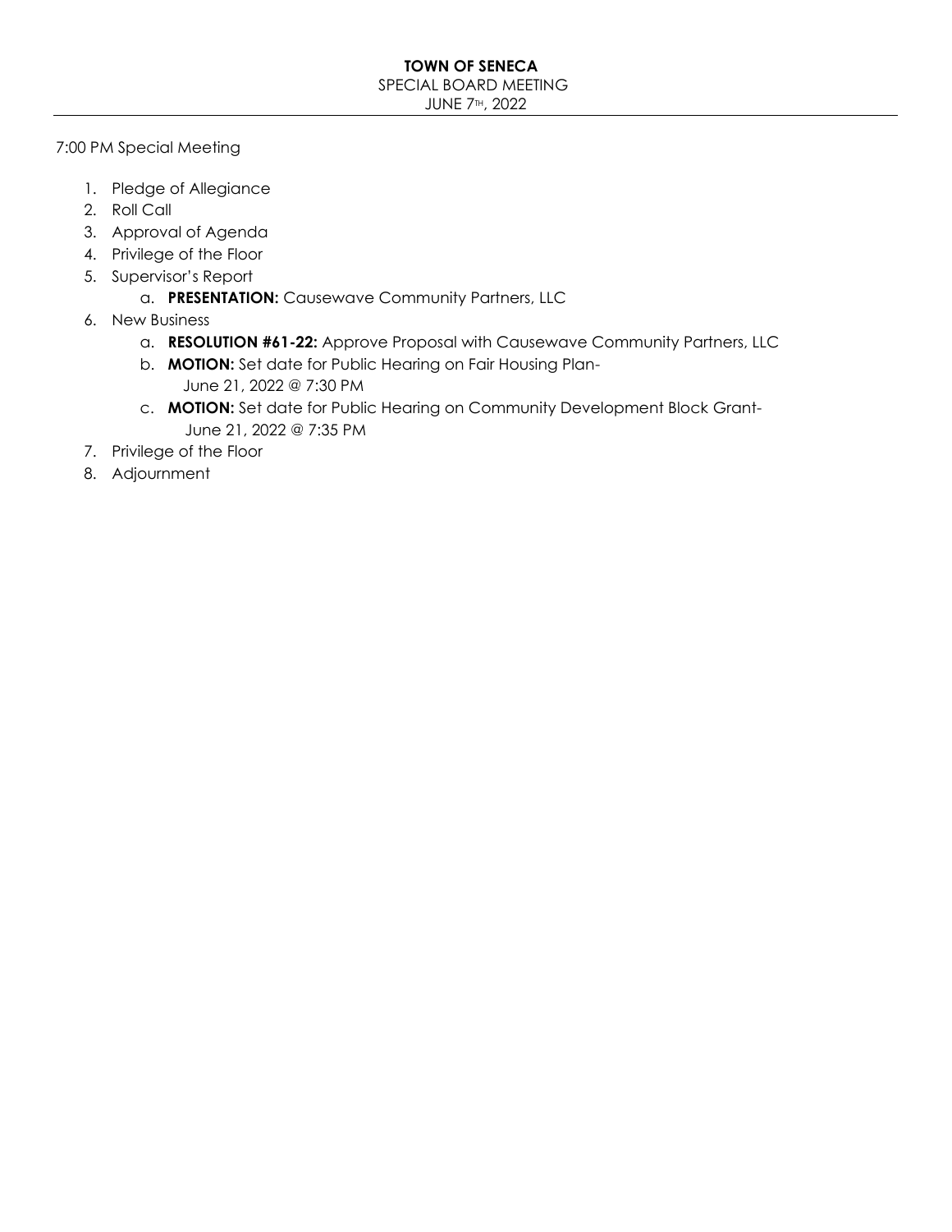**TOWN OF SENECA**

SPECIAL BOARD MEETING

JUNE 7TH, 2022

---

7:00 PM Special Meeting

1. Pledge of Allegiance
2. Roll Call
3. Approval of Agenda
4. Privilege of the Floor
5. Supervisor's Report
   a. **PRESENTATION:** Causewave Community Partners, LLC
6. New Business
   a. **RESOLUTION #61-22:** Approve Proposal with Causewave Community Partners, LLC
   b. **MOTION:** Set date for Public Hearing on Fair Housing Plan-
      June 21, 2022 @ 7:30 PM
   c. **MOTION:** Set date for Public Hearing on Community Development Block Grant-
      June 21, 2022 @ 7:35 PM
7. Privilege of the Floor
8. Adjournment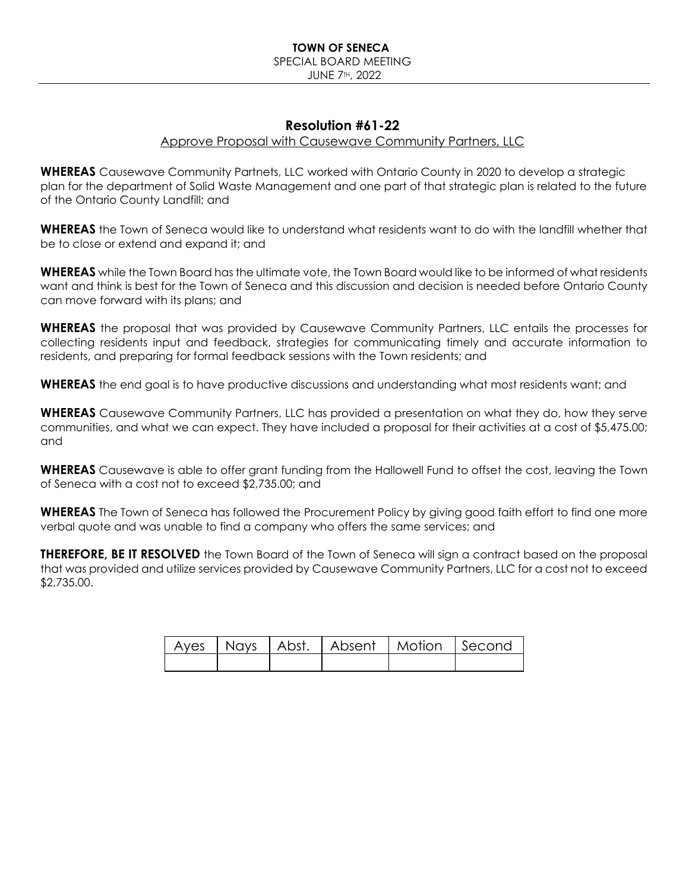**TOWN OF SENECA**
SPECIAL BOARD MEETING
JUNE 7TH, 2022

## Resolution #61-22

Approve Proposal with Causewave Community Partners, LLC

**WHEREAS** Causewave Community Partnets, LLC worked with Ontario County in 2020 to develop a strategic plan for the department of Solid Waste Management and one part of that strategic plan is related to the future of the Ontario County Landfill; and

**WHEREAS** the Town of Seneca would like to understand what residents want to do with the landfill whether that be to close or extend and expand it; and

**WHEREAS** while the Town Board has the ultimate vote, the Town Board would like to be informed of what residents want and think is best for the Town of Seneca and this discussion and decision is needed before Ontario County can move forward with its plans; and

**WHEREAS** the proposal that was provided by Causewave Community Partners, LLC entails the processes for collecting residents input and feedback, strategies for communicating timely and accurate information to residents, and preparing for formal feedback sessions with the Town residents; and

**WHEREAS** the end goal is to have productive discussions and understanding what most residents want; and

**WHEREAS** Causewave Community Partners, LLC has provided a presentation on what they do, how they serve communities, and what we can expect. They have included a proposal for their activities at a cost of $5,475.00; and

**WHEREAS** Causewave is able to offer grant funding from the Hallowell Fund to offset the cost, leaving the Town of Seneca with a cost not to exceed $2,735.00; and

**WHEREAS** The Town of Seneca has followed the Procurement Policy by giving good faith effort to find one more verbal quote and was unable to find a company who offers the same services; and

**THEREFORE, BE IT RESOLVED** the Town Board of the Town of Seneca will sign a contract based on the proposal that was provided and utilize services provided by Causewave Community Partners, LLC for a cost not to exceed $2,735.00.

| Ayes | Nays | Abst. | Absent | Motion | Second |
|---|---|---|---|---|---|
| | | | | | |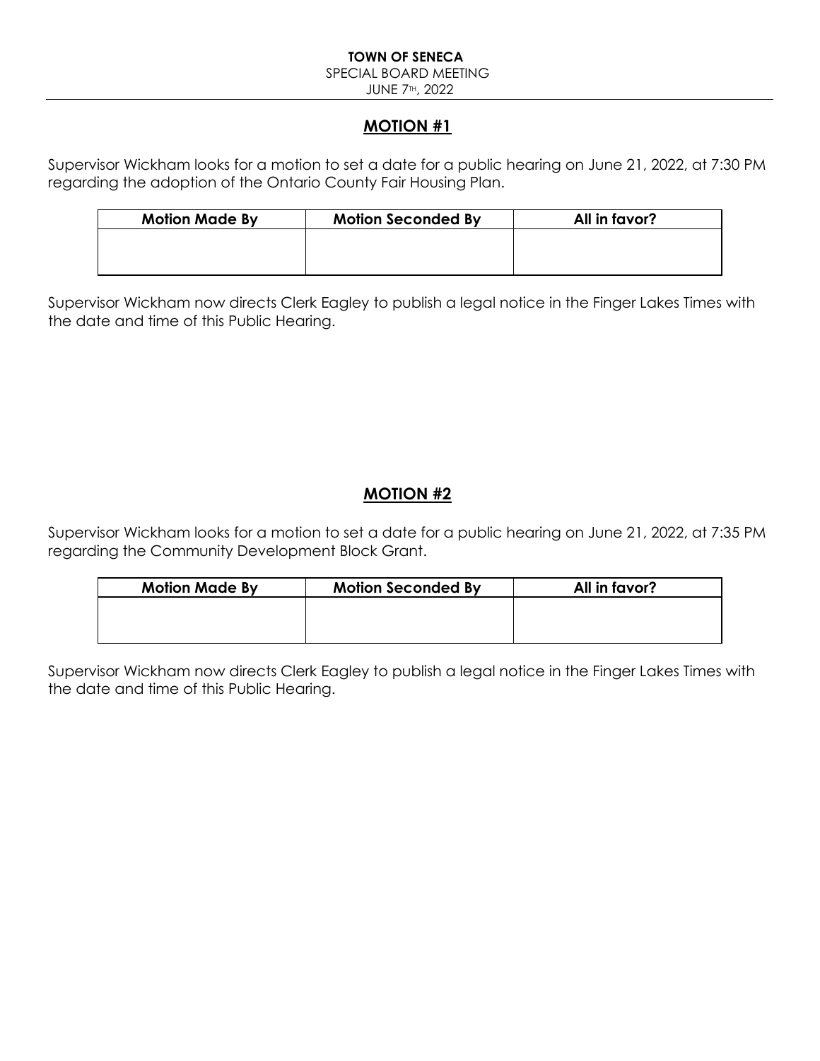**TOWN OF SENECA**
SPECIAL BOARD MEETING
JUNE 7TH, 2022

## MOTION #1

Supervisor Wickham looks for a motion to set a date for a public hearing on June 21, 2022, at 7:30 PM regarding the adoption of the Ontario County Fair Housing Plan.

| Motion Made By | Motion Seconded By | All in favor? |
|---|---|---|
| | | |

Supervisor Wickham now directs Clerk Eagley to publish a legal notice in the Finger Lakes Times with the date and time of this Public Hearing.

## MOTION #2

Supervisor Wickham looks for a motion to set a date for a public hearing on June 21, 2022, at 7:35 PM regarding the Community Development Block Grant.

| Motion Made By | Motion Seconded By | All in favor? |
|---|---|---|
| | | |

Supervisor Wickham now directs Clerk Eagley to publish a legal notice in the Finger Lakes Times with the date and time of this Public Hearing.